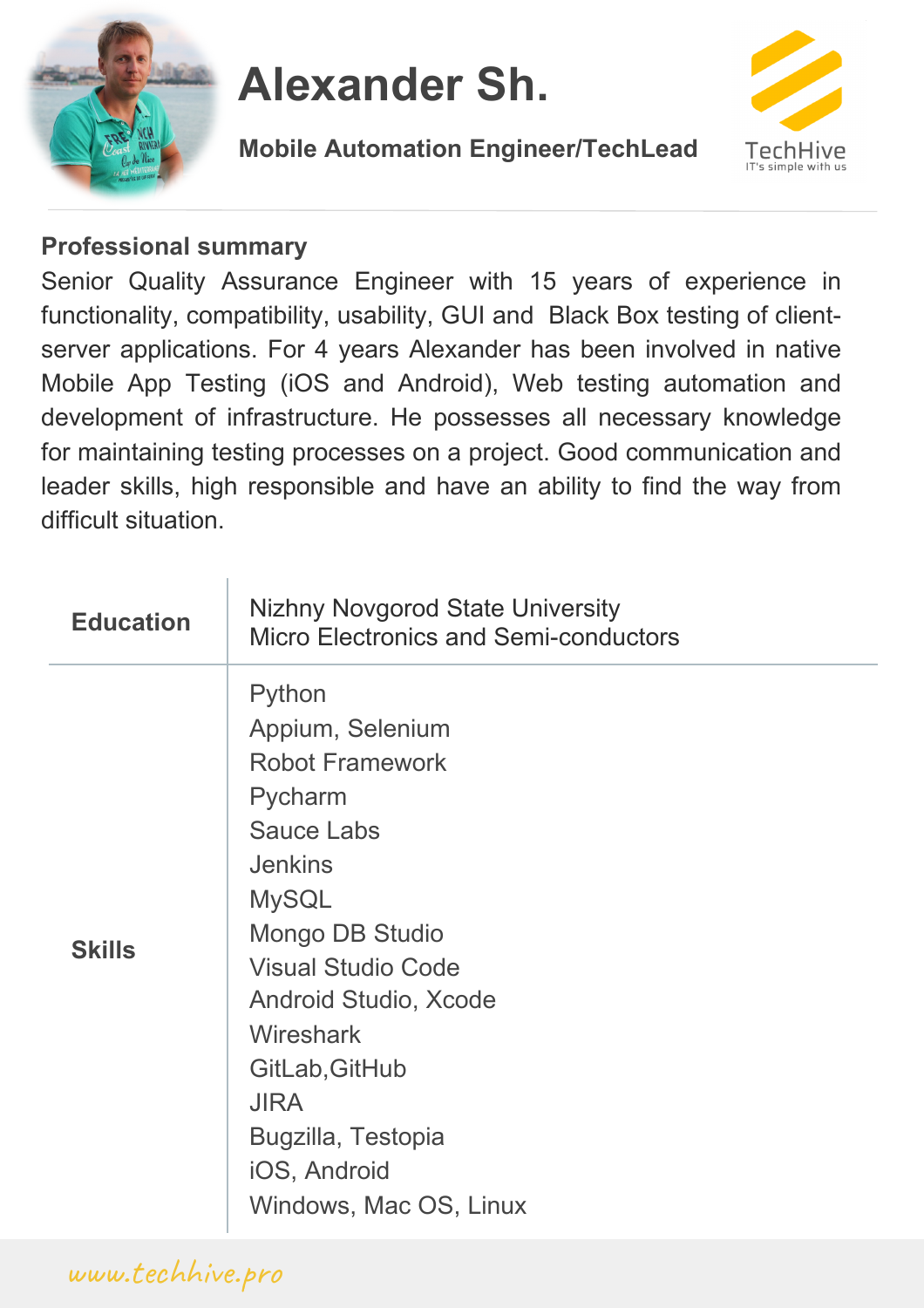# Alexander Sh.

**Mobile Automation Engineer/TechLead**

TechHive
IT's simple with us

## Professional summary

Senior Quality Assurance Engineer with 15 years of experience in functionality, compatibility, usability, GUI and Black Box testing of client-server applications. For 4 years Alexander has been involved in native Mobile App Testing (iOS and Android), Web testing automation and development of infrastructure. He possesses all necessary knowledge for maintaining testing processes on a project. Good communication and leader skills, high responsible and have an ability to find the way from difficult situation.

| | |
|---|---|
| **Education** | Nizhny Novgorod State University<br>Micro Electronics and Semi-conductors |
| **Skills** | Python<br>Appium, Selenium<br>Robot Framework<br>Pycharm<br>Sauce Labs<br>Jenkins<br>MySQL<br>Mongo DB Studio<br>Visual Studio Code<br>Android Studio, Xcode<br>Wireshark<br>GitLab,GitHub<br>JIRA<br>Bugzilla, Testopia<br>iOS, Android<br>Windows, Mac OS, Linux |

www.techhive.pro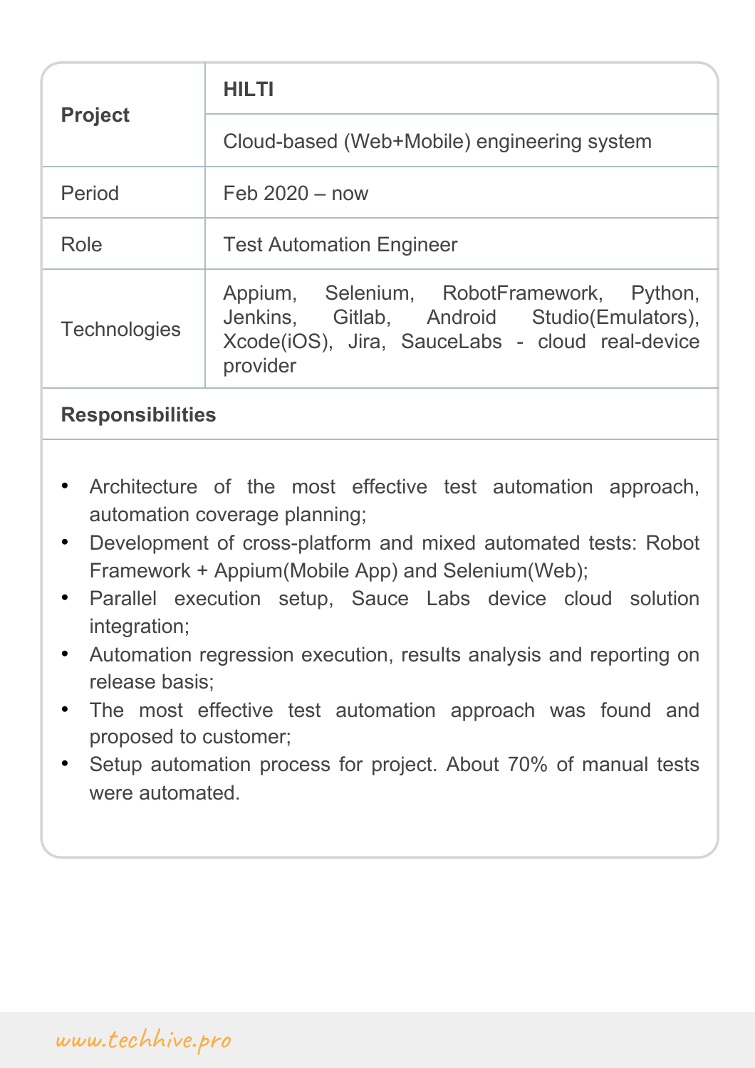| **Project** | **HILTI** |
|---|---|
| | Cloud-based (Web+Mobile) engineering system |
| Period | Feb 2020 – now |
| Role | Test Automation Engineer |
| Technologies | Appium, Selenium, RobotFramework, Python, Jenkins, Gitlab, Android Studio(Emulators), Xcode(iOS), Jira, SauceLabs - cloud real-device provider |

**Responsibilities**

- Architecture of the most effective test automation approach, automation coverage planning;
- Development of cross-platform and mixed automated tests: Robot Framework + Appium(Mobile App) and Selenium(Web);
- Parallel execution setup, Sauce Labs device cloud solution integration;
- Automation regression execution, results analysis and reporting on release basis;
- The most effective test automation approach was found and proposed to customer;
- Setup automation process for project. About 70% of manual tests were automated.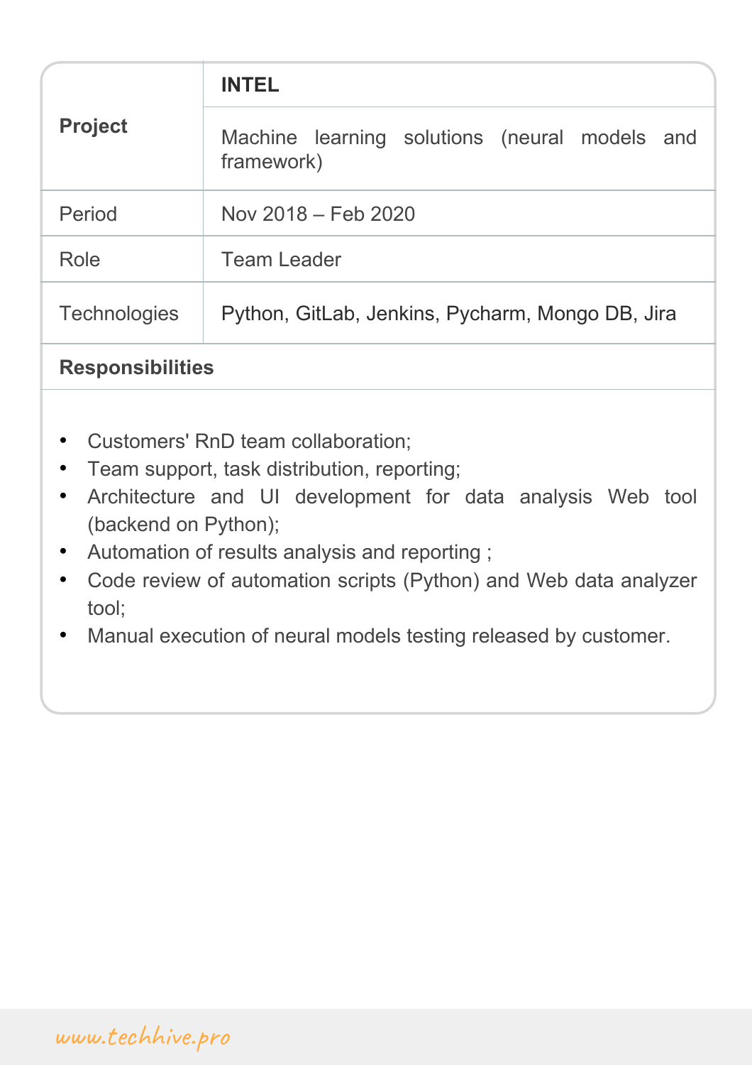| Project | **INTEL** |
| --- | --- |
| | Machine learning solutions (neural models and framework) |
| Period | Nov 2018 – Feb 2020 |
| Role | Team Leader |
| Technologies | Python, GitLab, Jenkins, Pycharm, Mongo DB, Jira |

**Responsibilities**

- Customers' RnD team collaboration;
- Team support, task distribution, reporting;
- Architecture and UI development for data analysis Web tool (backend on Python);
- Automation of results analysis and reporting ;
- Code review of automation scripts (Python) and Web data analyzer tool;
- Manual execution of neural models testing released by customer.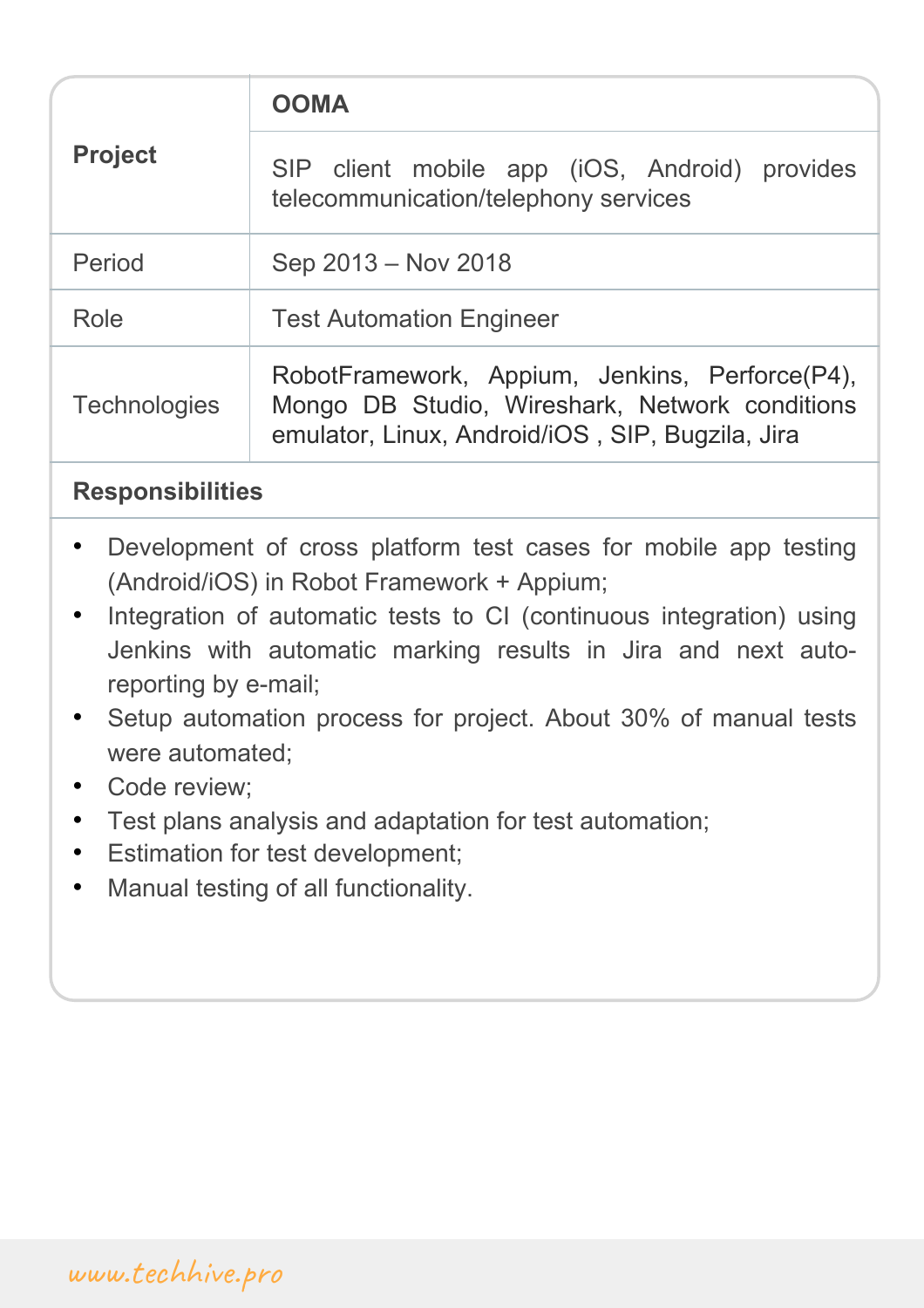| **Project** | **OOMA** |
| --- | --- |
| | SIP client mobile app (iOS, Android) provides telecommunication/telephony services |
| Period | Sep 2013 – Nov 2018 |
| Role | Test Automation Engineer |
| Technologies | RobotFramework, Appium, Jenkins, Perforce(P4), Mongo DB Studio, Wireshark, Network conditions emulator, Linux, Android/iOS , SIP, Bugzila, Jira |

**Responsibilities**

- Development of cross platform test cases for mobile app testing (Android/iOS) in Robot Framework + Appium;
- Integration of automatic tests to CI (continuous integration) using Jenkins with automatic marking results in Jira and next auto-reporting by e-mail;
- Setup automation process for project. About 30% of manual tests were automated;
- Code review;
- Test plans analysis and adaptation for test automation;
- Estimation for test development;
- Manual testing of all functionality.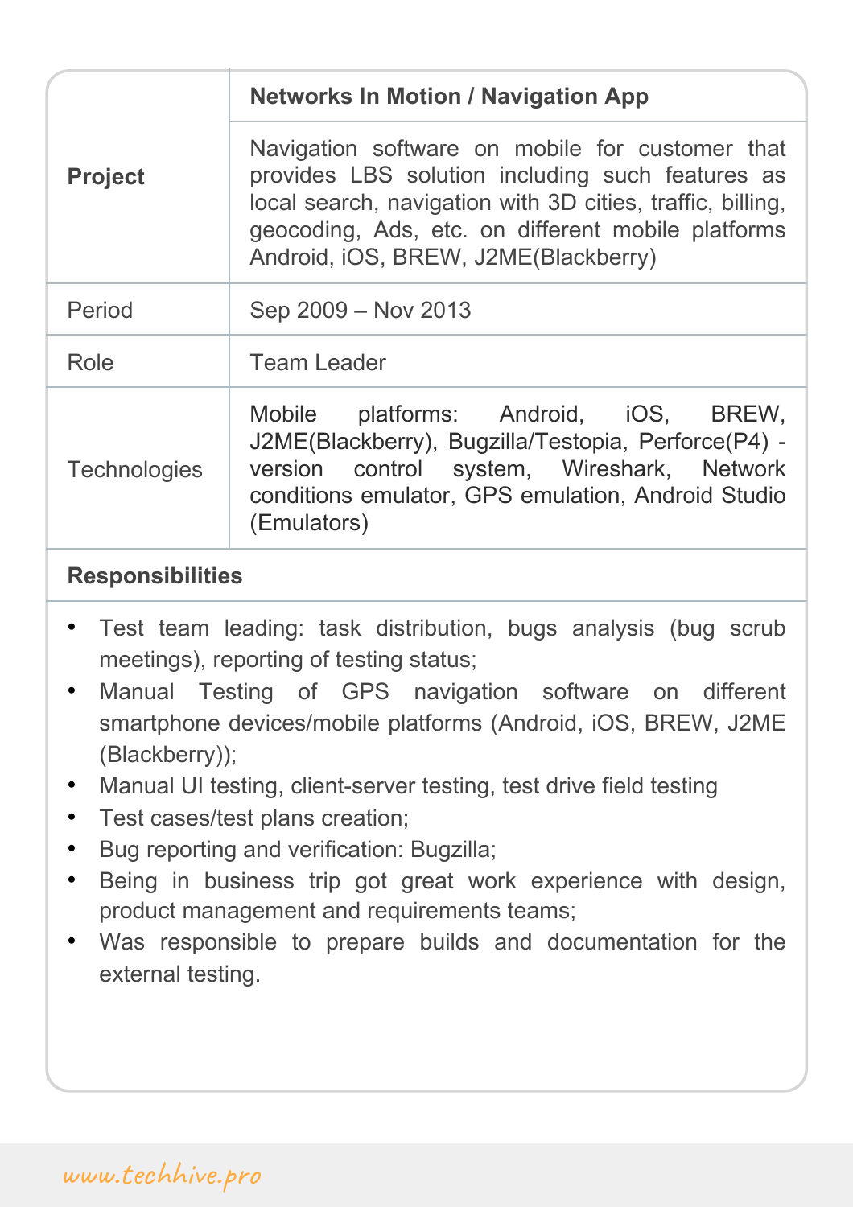| **Project** | **Networks In Motion / Navigation App** |
|---|---|
| | Navigation software on mobile for customer that provides LBS solution including such features as local search, navigation with 3D cities, traffic, billing, geocoding, Ads, etc. on different mobile platforms Android, iOS, BREW, J2ME(Blackberry) |
| Period | Sep 2009 – Nov 2013 |
| Role | Team Leader |
| Technologies | Mobile platforms: Android, iOS, BREW, J2ME(Blackberry), Bugzilla/Testopia, Perforce(P4) - version control system, Wireshark, Network conditions emulator, GPS emulation, Android Studio (Emulators) |

**Responsibilities**

- Test team leading: task distribution, bugs analysis (bug scrub meetings), reporting of testing status;
- Manual Testing of GPS navigation software on different smartphone devices/mobile platforms (Android, iOS, BREW, J2ME (Blackberry));
- Manual UI testing, client-server testing, test drive field testing
- Test cases/test plans creation;
- Bug reporting and verification: Bugzilla;
- Being in business trip got great work experience with design, product management and requirements teams;
- Was responsible to prepare builds and documentation for the external testing.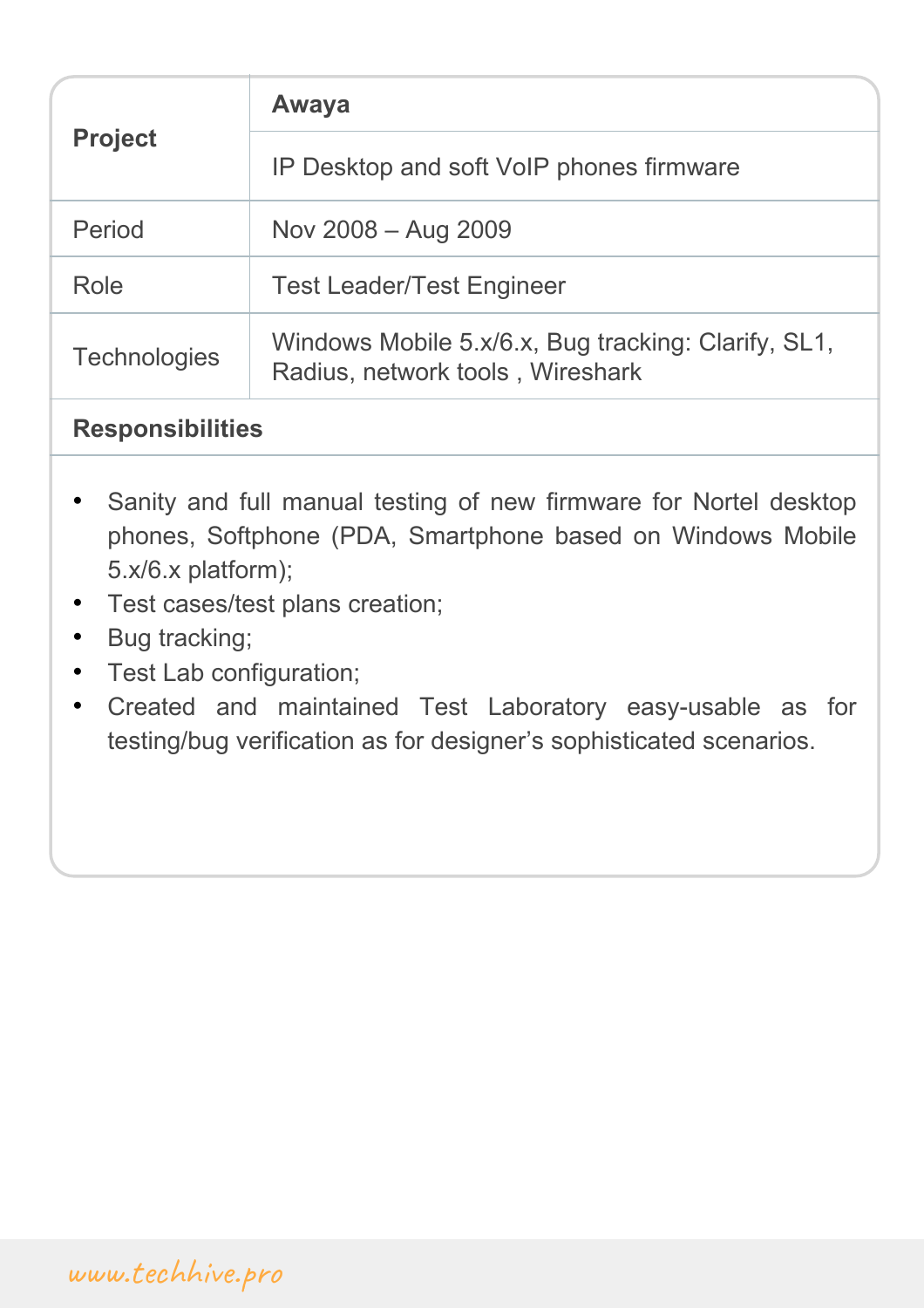| **Project** | **Awaya** |
|---|---|
| | IP Desktop and soft VoIP phones firmware |
| Period | Nov 2008 – Aug 2009 |
| Role | Test Leader/Test Engineer |
| Technologies | Windows Mobile 5.x/6.x, Bug tracking: Clarify, SL1, Radius, network tools , Wireshark |

**Responsibilities**

- Sanity and full manual testing of new firmware for Nortel desktop phones, Softphone (PDA, Smartphone based on Windows Mobile 5.x/6.x platform);
- Test cases/test plans creation;
- Bug tracking;
- Test Lab configuration;
- Created and maintained Test Laboratory easy-usable as for testing/bug verification as for designer's sophisticated scenarios.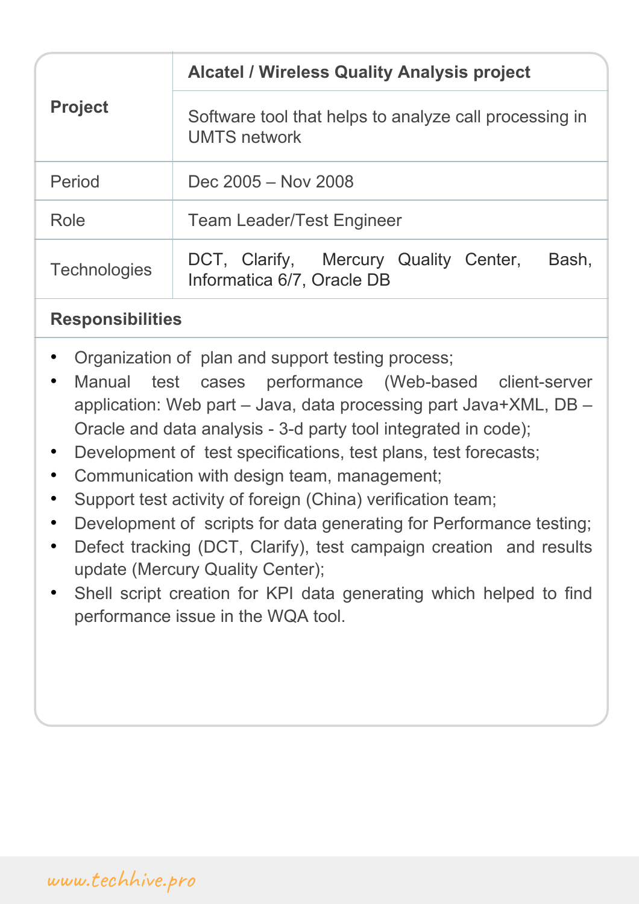| | |
|---|---|
| **Project** | **Alcatel / Wireless Quality Analysis project** |
| | Software tool that helps to analyze call processing in UMTS network |
| Period | Dec 2005 – Nov 2008 |
| Role | Team Leader/Test Engineer |
| Technologies | DCT, Clarify, Mercury Quality Center, Bash, Informatica 6/7, Oracle DB |

**Responsibilities**

- Organization of plan and support testing process;
- Manual test cases performance (Web-based client-server application: Web part – Java, data processing part Java+XML, DB – Oracle and data analysis - 3-d party tool integrated in code);
- Development of test specifications, test plans, test forecasts;
- Communication with design team, management;
- Support test activity of foreign (China) verification team;
- Development of scripts for data generating for Performance testing;
- Defect tracking (DCT, Clarify), test campaign creation and results update (Mercury Quality Center);
- Shell script creation for KPI data generating which helped to find performance issue in the WQA tool.